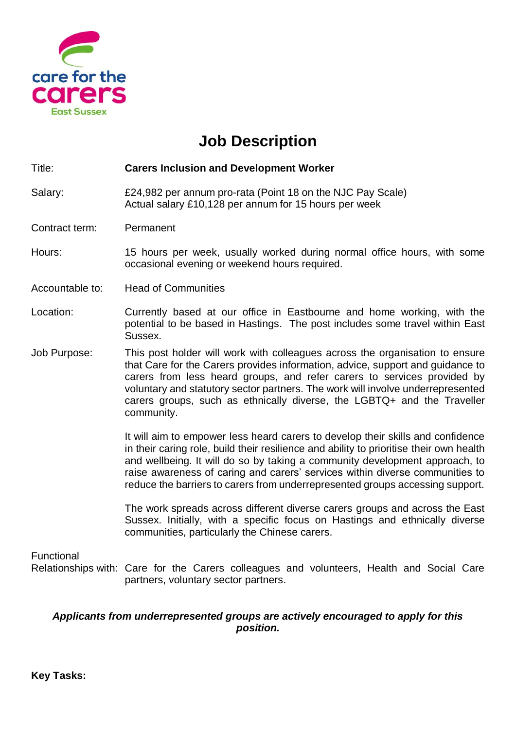care for the carers East Sussex

# Job Description

| | |
|---|---|
| Title: | **Carers Inclusion and Development Worker** |
| Salary: | £24,982 per annum pro-rata (Point 18 on the NJC Pay Scale)<br>Actual salary £10,128 per annum for 15 hours per week |
| Contract term: | Permanent |
| Hours: | 15 hours per week, usually worked during normal office hours, with some occasional evening or weekend hours required. |
| Accountable to: | Head of Communities |
| Location: | Currently based at our office in Eastbourne and home working, with the potential to be based in Hastings. The post includes some travel within East Sussex. |
| Job Purpose: | This post holder will work with colleagues across the organisation to ensure that Care for the Carers provides information, advice, support and guidance to carers from less heard groups, and refer carers to services provided by voluntary and statutory sector partners. The work will involve underrepresented carers groups, such as ethnically diverse, the LGBTQ+ and the Traveller community.<br><br>It will aim to empower less heard carers to develop their skills and confidence in their caring role, build their resilience and ability to prioritise their own health and wellbeing. It will do so by taking a community development approach, to raise awareness of caring and carers' services within diverse communities to reduce the barriers to carers from underrepresented groups accessing support.<br><br>The work spreads across different diverse carers groups and across the East Sussex. Initially, with a specific focus on Hastings and ethnically diverse communities, particularly the Chinese carers. |
| Functional Relationships with: | Care for the Carers colleagues and volunteers, Health and Social Care partners, voluntary sector partners. |

***Applicants from underrepresented groups are actively encouraged to apply for this position.***

**Key Tasks:**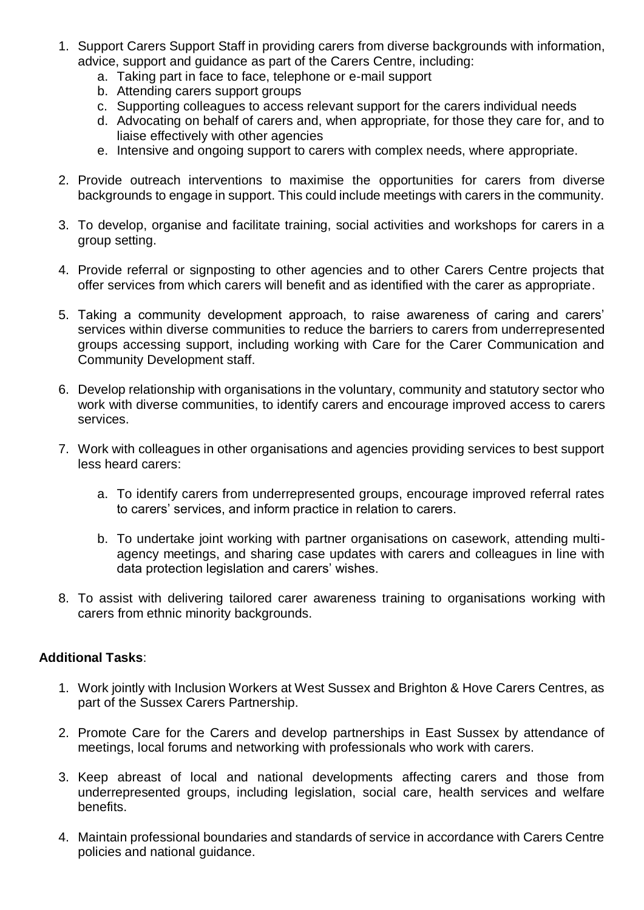1. Support Carers Support Staff in providing carers from diverse backgrounds with information, advice, support and guidance as part of the Carers Centre, including:
    a. Taking part in face to face, telephone or e-mail support
    b. Attending carers support groups
    c. Supporting colleagues to access relevant support for the carers individual needs
    d. Advocating on behalf of carers and, when appropriate, for those they care for, and to liaise effectively with other agencies
    e. Intensive and ongoing support to carers with complex needs, where appropriate.

2. Provide outreach interventions to maximise the opportunities for carers from diverse backgrounds to engage in support. This could include meetings with carers in the community.

3. To develop, organise and facilitate training, social activities and workshops for carers in a group setting.

4. Provide referral or signposting to other agencies and to other Carers Centre projects that offer services from which carers will benefit and as identified with the carer as appropriate.

5. Taking a community development approach, to raise awareness of caring and carers' services within diverse communities to reduce the barriers to carers from underrepresented groups accessing support, including working with Care for the Carer Communication and Community Development staff.

6. Develop relationship with organisations in the voluntary, community and statutory sector who work with diverse communities, to identify carers and encourage improved access to carers services.

7. Work with colleagues in other organisations and agencies providing services to best support less heard carers:

    a. To identify carers from underrepresented groups, encourage improved referral rates to carers' services, and inform practice in relation to carers.

    b. To undertake joint working with partner organisations on casework, attending multi-agency meetings, and sharing case updates with carers and colleagues in line with data protection legislation and carers' wishes.

8. To assist with delivering tailored carer awareness training to organisations working with carers from ethnic minority backgrounds.

**Additional Tasks**:

1. Work jointly with Inclusion Workers at West Sussex and Brighton & Hove Carers Centres, as part of the Sussex Carers Partnership.

2. Promote Care for the Carers and develop partnerships in East Sussex by attendance of meetings, local forums and networking with professionals who work with carers.

3. Keep abreast of local and national developments affecting carers and those from underrepresented groups, including legislation, social care, health services and welfare benefits.

4. Maintain professional boundaries and standards of service in accordance with Carers Centre policies and national guidance.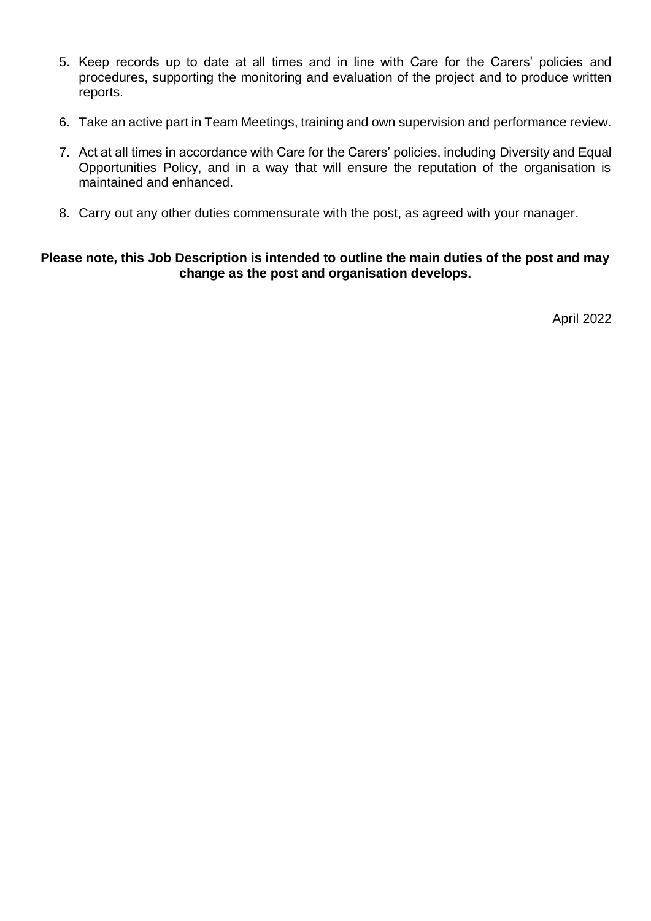5. Keep records up to date at all times and in line with Care for the Carers' policies and procedures, supporting the monitoring and evaluation of the project and to produce written reports.

6. Take an active part in Team Meetings, training and own supervision and performance review.

7. Act at all times in accordance with Care for the Carers' policies, including Diversity and Equal Opportunities Policy, and in a way that will ensure the reputation of the organisation is maintained and enhanced.

8. Carry out any other duties commensurate with the post, as agreed with your manager.

**Please note, this Job Description is intended to outline the main duties of the post and may change as the post and organisation develops.**

April 2022